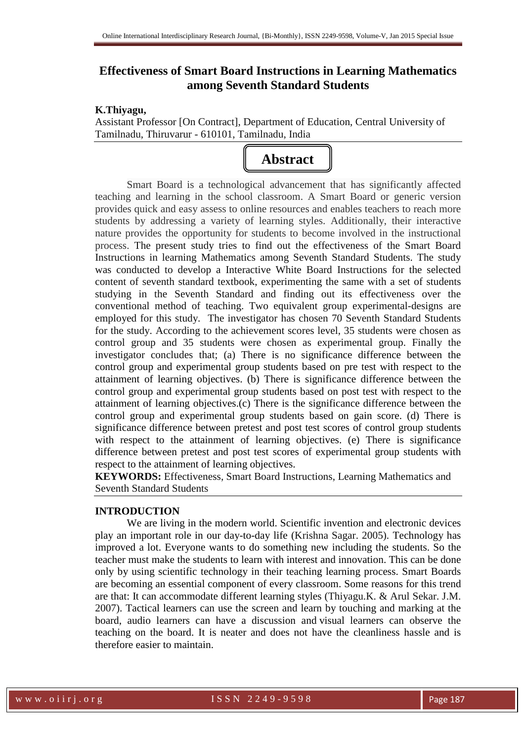# Effectiveness of Smart Board Instructions in Learning Mathematics among Seventh Standard Students

**K.Thiyagu,**

Assistant Professor [On Contract], Department of Education, Central University of Tamilnadu, Thiruvarur - 610101, Tamilnadu, India

## Abstract

Smart Board is a technological advancement that has significantly affected teaching and learning in the school classroom. A Smart Board or generic version provides quick and easy assess to online resources and enables teachers to reach more students by addressing a variety of learning styles. Additionally, their interactive nature provides the opportunity for students to become involved in the instructional process. The present study tries to find out the effectiveness of the Smart Board Instructions in learning Mathematics among Seventh Standard Students. The study was conducted to develop a Interactive White Board Instructions for the selected content of seventh standard textbook, experimenting the same with a set of students studying in the Seventh Standard and finding out its effectiveness over the conventional method of teaching. Two equivalent group experimental-designs are employed for this study. The investigator has chosen 70 Seventh Standard Students for the study. According to the achievement scores level, 35 students were chosen as control group and 35 students were chosen as experimental group. Finally the investigator concludes that; (a) There is no significance difference between the control group and experimental group students based on pre test with respect to the attainment of learning objectives. (b) There is significance difference between the control group and experimental group students based on post test with respect to the attainment of learning objectives.(c) There is the significance difference between the control group and experimental group students based on gain score. (d) There is significance difference between pretest and post test scores of control group students with respect to the attainment of learning objectives. (e) There is significance difference between pretest and post test scores of experimental group students with respect to the attainment of learning objectives.

**KEYWORDS:** Effectiveness, Smart Board Instructions, Learning Mathematics and Seventh Standard Students

## INTRODUCTION

We are living in the modern world. Scientific invention and electronic devices play an important role in our day-to-day life (Krishna Sagar. 2005). Technology has improved a lot. Everyone wants to do something new including the students. So the teacher must make the students to learn with interest and innovation. This can be done only by using scientific technology in their teaching learning process. Smart Boards are becoming an essential component of every classroom. Some reasons for this trend are that: It can accommodate different learning styles (Thiyagu.K. & Arul Sekar. J.M. 2007). Tactical learners can use the screen and learn by touching and marking at the board, audio learners can have a discussion and visual learners can observe the teaching on the board. It is neater and does not have the cleanliness hassle and is therefore easier to maintain.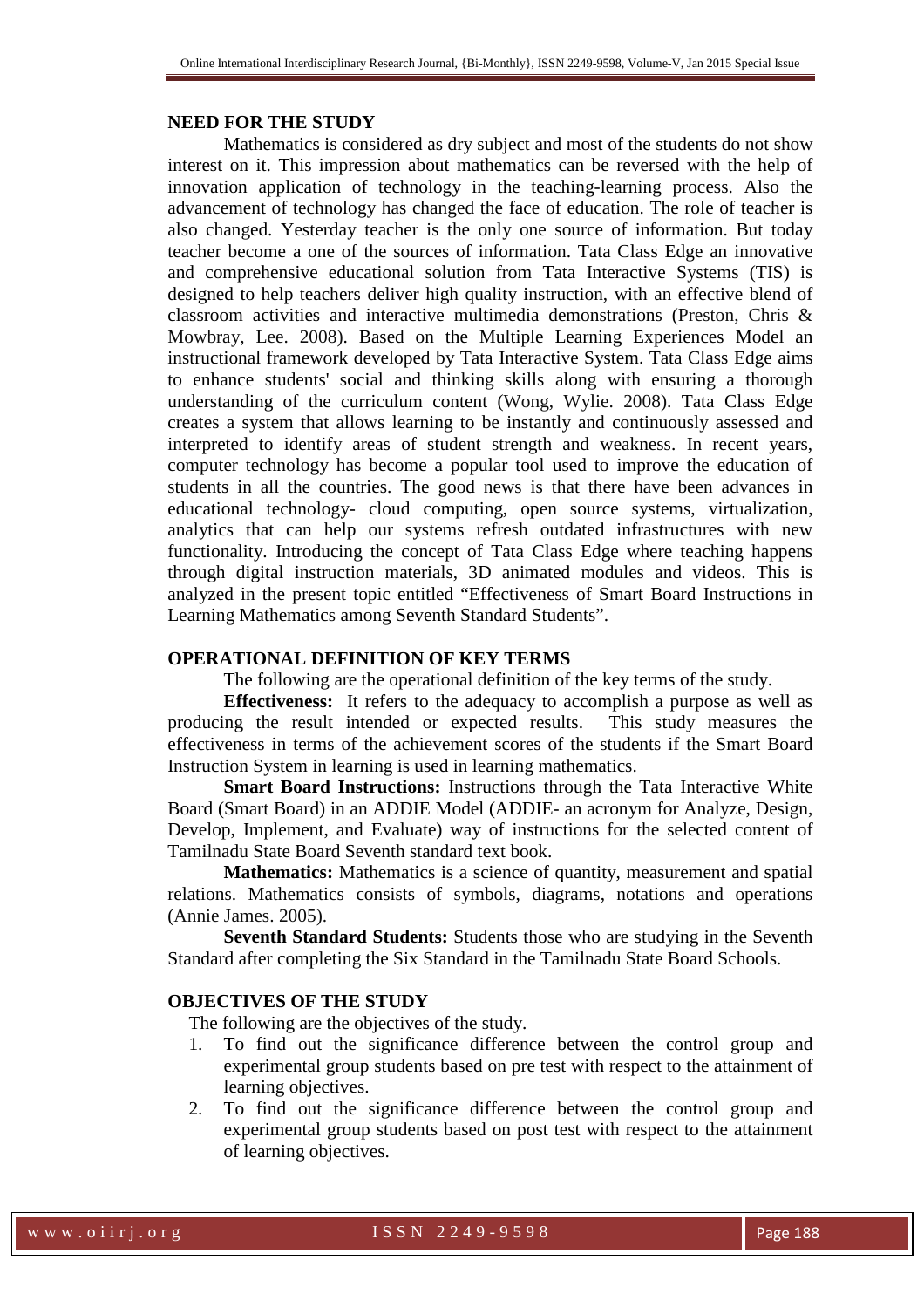## NEED FOR THE STUDY

Mathematics is considered as dry subject and most of the students do not show interest on it. This impression about mathematics can be reversed with the help of innovation application of technology in the teaching-learning process. Also the advancement of technology has changed the face of education. The role of teacher is also changed. Yesterday teacher is the only one source of information. But today teacher become a one of the sources of information. Tata Class Edge an innovative and comprehensive educational solution from Tata Interactive Systems (TIS) is designed to help teachers deliver high quality instruction, with an effective blend of classroom activities and interactive multimedia demonstrations (Preston, Chris & Mowbray, Lee. 2008). Based on the Multiple Learning Experiences Model an instructional framework developed by Tata Interactive System. Tata Class Edge aims to enhance students' social and thinking skills along with ensuring a thorough understanding of the curriculum content (Wong, Wylie. 2008). Tata Class Edge creates a system that allows learning to be instantly and continuously assessed and interpreted to identify areas of student strength and weakness. In recent years, computer technology has become a popular tool used to improve the education of students in all the countries. The good news is that there have been advances in educational technology- cloud computing, open source systems, virtualization, analytics that can help our systems refresh outdated infrastructures with new functionality. Introducing the concept of Tata Class Edge where teaching happens through digital instruction materials, 3D animated modules and videos. This is analyzed in the present topic entitled "Effectiveness of Smart Board Instructions in Learning Mathematics among Seventh Standard Students".

## OPERATIONAL DEFINITION OF KEY TERMS

The following are the operational definition of the key terms of the study.

**Effectiveness:** It refers to the adequacy to accomplish a purpose as well as producing the result intended or expected results. This study measures the effectiveness in terms of the achievement scores of the students if the Smart Board Instruction System in learning is used in learning mathematics.

**Smart Board Instructions:** Instructions through the Tata Interactive White Board (Smart Board) in an ADDIE Model (ADDIE- an acronym for Analyze, Design, Develop, Implement, and Evaluate) way of instructions for the selected content of Tamilnadu State Board Seventh standard text book.

**Mathematics:** Mathematics is a science of quantity, measurement and spatial relations. Mathematics consists of symbols, diagrams, notations and operations (Annie James. 2005).

**Seventh Standard Students:** Students those who are studying in the Seventh Standard after completing the Six Standard in the Tamilnadu State Board Schools.

## OBJECTIVES OF THE STUDY

The following are the objectives of the study.

1. To find out the significance difference between the control group and experimental group students based on pre test with respect to the attainment of learning objectives.
2. To find out the significance difference between the control group and experimental group students based on post test with respect to the attainment of learning objectives.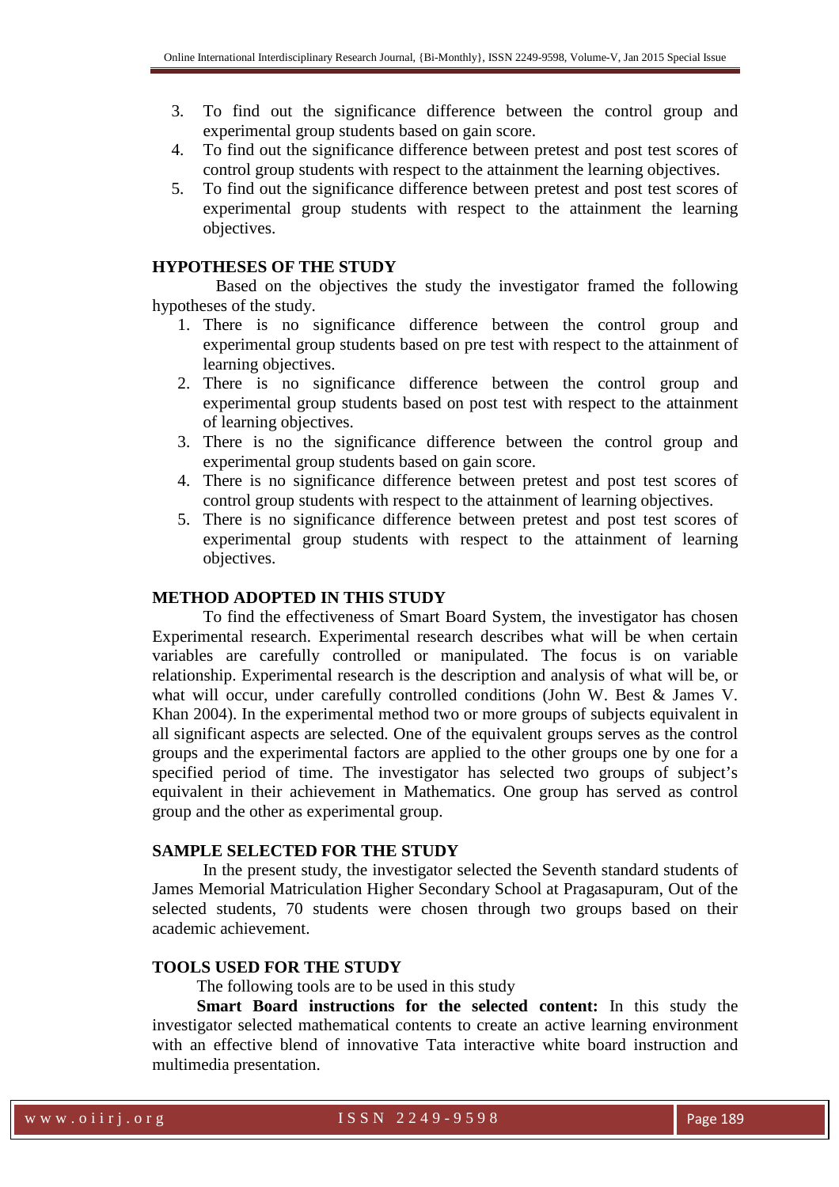3. To find out the significance difference between the control group and experimental group students based on gain score.
4. To find out the significance difference between pretest and post test scores of control group students with respect to the attainment the learning objectives.
5. To find out the significance difference between pretest and post test scores of experimental group students with respect to the attainment the learning objectives.

## HYPOTHESES OF THE STUDY

Based on the objectives the study the investigator framed the following hypotheses of the study.

1. There is no significance difference between the control group and experimental group students based on pre test with respect to the attainment of learning objectives.
2. There is no significance difference between the control group and experimental group students based on post test with respect to the attainment of learning objectives.
3. There is no the significance difference between the control group and experimental group students based on gain score.
4. There is no significance difference between pretest and post test scores of control group students with respect to the attainment of learning objectives.
5. There is no significance difference between pretest and post test scores of experimental group students with respect to the attainment of learning objectives.

## METHOD ADOPTED IN THIS STUDY

To find the effectiveness of Smart Board System, the investigator has chosen Experimental research. Experimental research describes what will be when certain variables are carefully controlled or manipulated. The focus is on variable relationship. Experimental research is the description and analysis of what will be, or what will occur, under carefully controlled conditions (John W. Best & James V. Khan 2004). In the experimental method two or more groups of subjects equivalent in all significant aspects are selected. One of the equivalent groups serves as the control groups and the experimental factors are applied to the other groups one by one for a specified period of time. The investigator has selected two groups of subject's equivalent in their achievement in Mathematics. One group has served as control group and the other as experimental group.

## SAMPLE SELECTED FOR THE STUDY

In the present study, the investigator selected the Seventh standard students of James Memorial Matriculation Higher Secondary School at Pragasapuram, Out of the selected students, 70 students were chosen through two groups based on their academic achievement.

## TOOLS USED FOR THE STUDY

The following tools are to be used in this study

**Smart Board instructions for the selected content:** In this study the investigator selected mathematical contents to create an active learning environment with an effective blend of innovative Tata interactive white board instruction and multimedia presentation.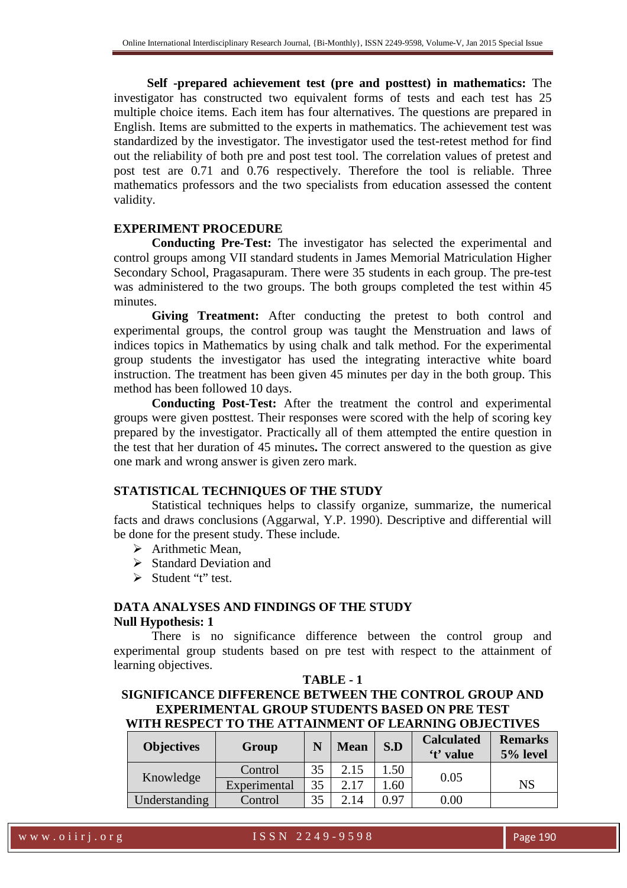**Self -prepared achievement test (pre and posttest) in mathematics:** The investigator has constructed two equivalent forms of tests and each test has 25 multiple choice items. Each item has four alternatives. The questions are prepared in English. Items are submitted to the experts in mathematics. The achievement test was standardized by the investigator. The investigator used the test-retest method for find out the reliability of both pre and post test tool. The correlation values of pretest and post test are 0.71 and 0.76 respectively. Therefore the tool is reliable. Three mathematics professors and the two specialists from education assessed the content validity.

## EXPERIMENT PROCEDURE

**Conducting Pre-Test:** The investigator has selected the experimental and control groups among VII standard students in James Memorial Matriculation Higher Secondary School, Pragasapuram. There were 35 students in each group. The pre-test was administered to the two groups. The both groups completed the test within 45 minutes.

**Giving Treatment:** After conducting the pretest to both control and experimental groups, the control group was taught the Menstruation and laws of indices topics in Mathematics by using chalk and talk method. For the experimental group students the investigator has used the integrating interactive white board instruction. The treatment has been given 45 minutes per day in the both group. This method has been followed 10 days.

**Conducting Post-Test:** After the treatment the control and experimental groups were given posttest. Their responses were scored with the help of scoring key prepared by the investigator. Practically all of them attempted the entire question in the test that her duration of 45 minutes**.** The correct answered to the question as give one mark and wrong answer is given zero mark.

## STATISTICAL TECHNIQUES OF THE STUDY

Statistical techniques helps to classify organize, summarize, the numerical facts and draws conclusions (Aggarwal, Y.P. 1990). Descriptive and differential will be done for the present study. These include.

- Arithmetic Mean,
- Standard Deviation and
- Student "t" test.

## DATA ANALYSES AND FINDINGS OF THE STUDY

### Null Hypothesis: 1

There is no significance difference between the control group and experimental group students based on pre test with respect to the attainment of learning objectives.

**TABLE - 1**

**SIGNIFICANCE DIFFERENCE BETWEEN THE CONTROL GROUP AND EXPERIMENTAL GROUP STUDENTS BASED ON PRE TEST WITH RESPECT TO THE ATTAINMENT OF LEARNING OBJECTIVES**

| Objectives | Group | N | Mean | S.D | Calculated 't' value | Remarks 5% level |
|---|---|---|---|---|---|---|
| Knowledge | Control | 35 | 2.15 | 1.50 | 0.05 | NS |
| | Experimental | 35 | 2.17 | 1.60 | | |
| Understanding | Control | 35 | 2.14 | 0.97 | 0.00 | |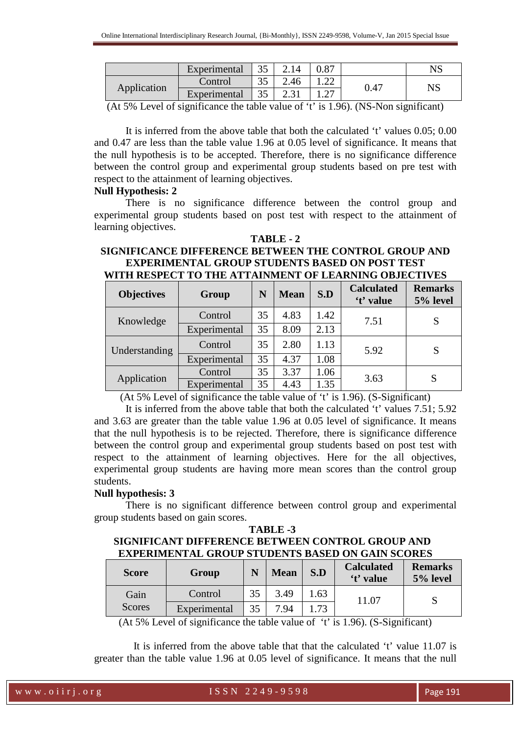|  | Experimental | 35 | 2.14 | 0.87 |  | NS |
|---|---|---|---|---|---|---|
| Application | Control | 35 | 2.46 | 1.22 | 0.47 | NS |
|  | Experimental | 35 | 2.31 | 1.27 |  |  |

(At 5% Level of significance the table value of 't' is 1.96). (NS-Non significant)

It is inferred from the above table that both the calculated 't' values 0.05; 0.00 and 0.47 are less than the table value 1.96 at 0.05 level of significance. It means that the null hypothesis is to be accepted. Therefore, there is no significance difference between the control group and experimental group students based on pre test with respect to the attainment of learning objectives.

**Null Hypothesis: 2**

There is no significance difference between the control group and experimental group students based on post test with respect to the attainment of learning objectives.

**TABLE - 2**

**SIGNIFICANCE DIFFERENCE BETWEEN THE CONTROL GROUP AND EXPERIMENTAL GROUP STUDENTS BASED ON POST TEST WITH RESPECT TO THE ATTAINMENT OF LEARNING OBJECTIVES**

| Objectives | Group | N | Mean | S.D | Calculated 't' value | Remarks 5% level |
|---|---|---|---|---|---|---|
| Knowledge | Control | 35 | 4.83 | 1.42 | 7.51 | S |
|  | Experimental | 35 | 8.09 | 2.13 |  |  |
| Understanding | Control | 35 | 2.80 | 1.13 | 5.92 | S |
|  | Experimental | 35 | 4.37 | 1.08 |  |  |
| Application | Control | 35 | 3.37 | 1.06 | 3.63 | S |
|  | Experimental | 35 | 4.43 | 1.35 |  |  |

(At 5% Level of significance the table value of 't' is 1.96). (S-Significant)

It is inferred from the above table that both the calculated 't' values 7.51; 5.92 and 3.63 are greater than the table value 1.96 at 0.05 level of significance. It means that the null hypothesis is to be rejected. Therefore, there is significance difference between the control group and experimental group students based on post test with respect to the attainment of learning objectives. Here for the all objectives, experimental group students are having more mean scores than the control group students.

**Null hypothesis: 3**

There is no significant difference between control group and experimental group students based on gain scores.

**TABLE -3**

**SIGNIFICANT DIFFERENCE BETWEEN CONTROL GROUP AND EXPERIMENTAL GROUP STUDENTS BASED ON GAIN SCORES**

| Score | Group | N | Mean | S.D | Calculated 't' value | Remarks 5% level |
|---|---|---|---|---|---|---|
| Gain Scores | Control | 35 | 3.49 | 1.63 | 11.07 | S |
|  | Experimental | 35 | 7.94 | 1.73 |  |  |

(At 5% Level of significance the table value of 't' is 1.96). (S-Significant)

It is inferred from the above table that that the calculated 't' value 11.07 is greater than the table value 1.96 at 0.05 level of significance. It means that the null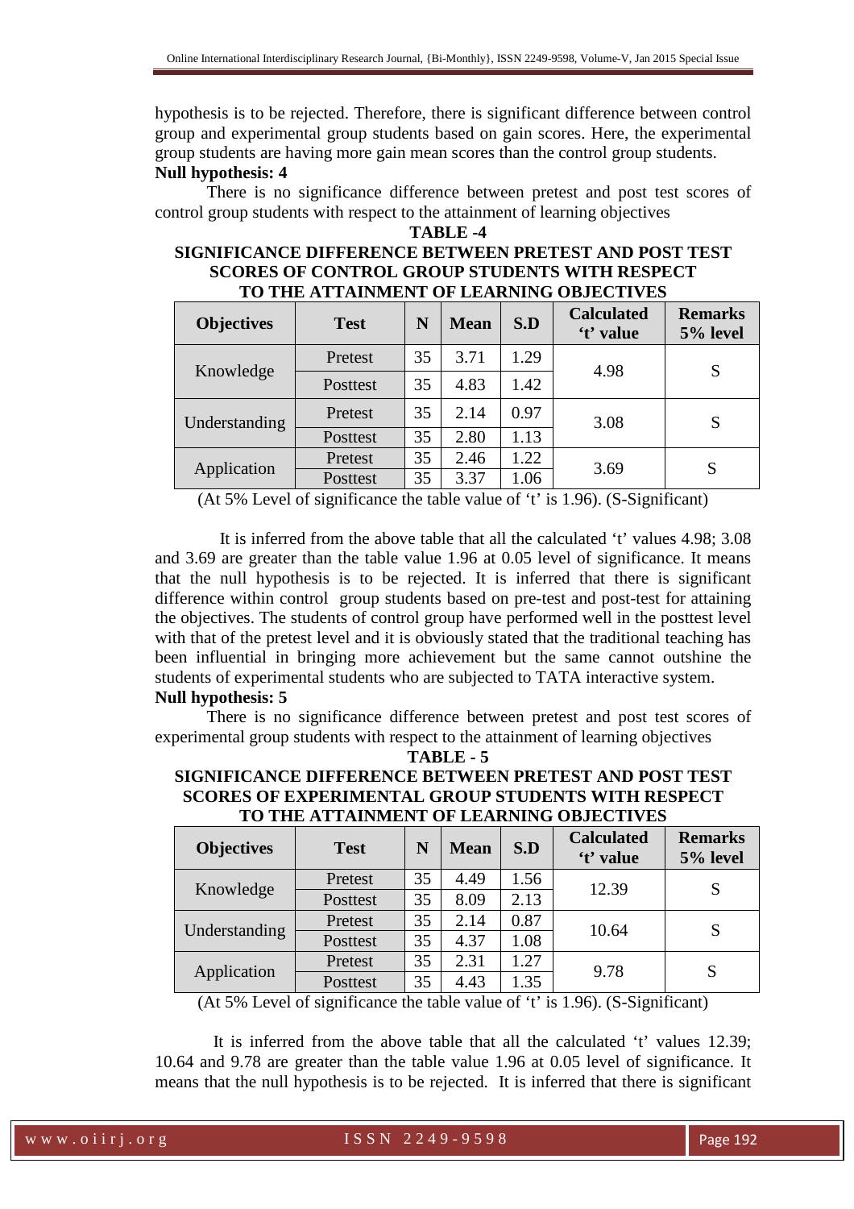hypothesis is to be rejected. Therefore, there is significant difference between control group and experimental group students based on gain scores. Here, the experimental group students are having more gain mean scores than the control group students.

**Null hypothesis: 4**

There is no significance difference between pretest and post test scores of control group students with respect to the attainment of learning objectives

**TABLE -4**

**SIGNIFICANCE DIFFERENCE BETWEEN PRETEST AND POST TEST SCORES OF CONTROL GROUP STUDENTS WITH RESPECT TO THE ATTAINMENT OF LEARNING OBJECTIVES**

| Objectives | Test | N | Mean | S.D | Calculated 't' value | Remarks 5% level |
|---|---|---|---|---|---|---|
| Knowledge | Pretest | 35 | 3.71 | 1.29 | 4.98 | S |
| | Posttest | 35 | 4.83 | 1.42 | | |
| Understanding | Pretest | 35 | 2.14 | 0.97 | 3.08 | S |
| | Posttest | 35 | 2.80 | 1.13 | | |
| Application | Pretest | 35 | 2.46 | 1.22 | 3.69 | S |
| | Posttest | 35 | 3.37 | 1.06 | | |

(At 5% Level of significance the table value of 't' is 1.96). (S-Significant)

It is inferred from the above table that all the calculated 't' values 4.98; 3.08 and 3.69 are greater than the table value 1.96 at 0.05 level of significance. It means that the null hypothesis is to be rejected. It is inferred that there is significant difference within control group students based on pre-test and post-test for attaining the objectives. The students of control group have performed well in the posttest level with that of the pretest level and it is obviously stated that the traditional teaching has been influential in bringing more achievement but the same cannot outshine the students of experimental students who are subjected to TATA interactive system.

**Null hypothesis: 5**

There is no significance difference between pretest and post test scores of experimental group students with respect to the attainment of learning objectives

**TABLE - 5**

**SIGNIFICANCE DIFFERENCE BETWEEN PRETEST AND POST TEST SCORES OF EXPERIMENTAL GROUP STUDENTS WITH RESPECT TO THE ATTAINMENT OF LEARNING OBJECTIVES**

| Objectives | Test | N | Mean | S.D | Calculated 't' value | Remarks 5% level |
|---|---|---|---|---|---|---|
| Knowledge | Pretest | 35 | 4.49 | 1.56 | 12.39 | S |
| | Posttest | 35 | 8.09 | 2.13 | | |
| Understanding | Pretest | 35 | 2.14 | 0.87 | 10.64 | S |
| | Posttest | 35 | 4.37 | 1.08 | | |
| Application | Pretest | 35 | 2.31 | 1.27 | 9.78 | S |
| | Posttest | 35 | 4.43 | 1.35 | | |

(At 5% Level of significance the table value of 't' is 1.96). (S-Significant)

It is inferred from the above table that all the calculated 't' values 12.39; 10.64 and 9.78 are greater than the table value 1.96 at 0.05 level of significance. It means that the null hypothesis is to be rejected. It is inferred that there is significant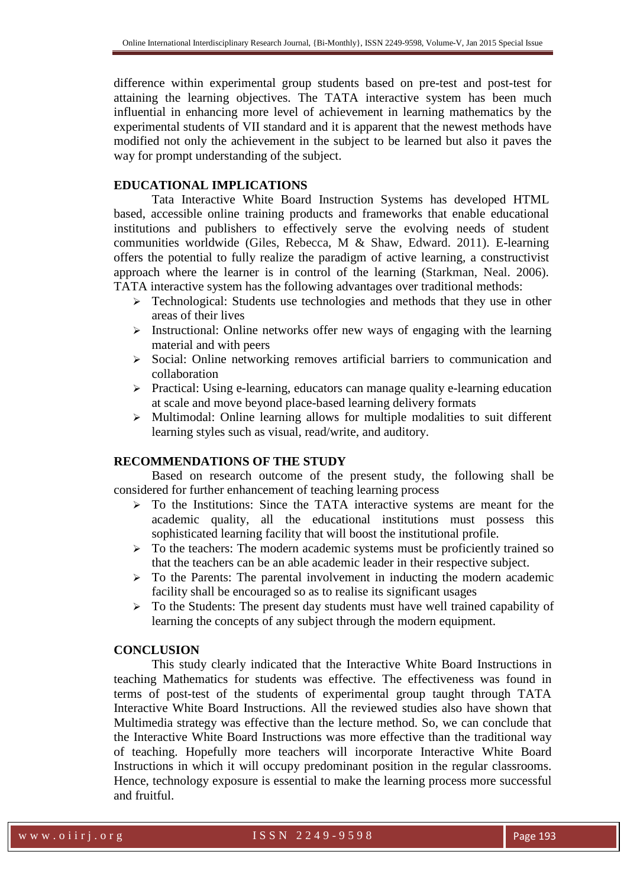difference within experimental group students based on pre-test and post-test for attaining the learning objectives. The TATA interactive system has been much influential in enhancing more level of achievement in learning mathematics by the experimental students of VII standard and it is apparent that the newest methods have modified not only the achievement in the subject to be learned but also it paves the way for prompt understanding of the subject.

## EDUCATIONAL IMPLICATIONS

Tata Interactive White Board Instruction Systems has developed HTML based, accessible online training products and frameworks that enable educational institutions and publishers to effectively serve the evolving needs of student communities worldwide (Giles, Rebecca, M & Shaw, Edward. 2011). E-learning offers the potential to fully realize the paradigm of active learning, a constructivist approach where the learner is in control of the learning (Starkman, Neal. 2006). TATA interactive system has the following advantages over traditional methods:

- Technological: Students use technologies and methods that they use in other areas of their lives
- Instructional: Online networks offer new ways of engaging with the learning material and with peers
- Social: Online networking removes artificial barriers to communication and collaboration
- Practical: Using e-learning, educators can manage quality e-learning education at scale and move beyond place-based learning delivery formats
- Multimodal: Online learning allows for multiple modalities to suit different learning styles such as visual, read/write, and auditory.

## RECOMMENDATIONS OF THE STUDY

Based on research outcome of the present study, the following shall be considered for further enhancement of teaching learning process

- To the Institutions: Since the TATA interactive systems are meant for the academic quality, all the educational institutions must possess this sophisticated learning facility that will boost the institutional profile.
- To the teachers: The modern academic systems must be proficiently trained so that the teachers can be an able academic leader in their respective subject.
- To the Parents: The parental involvement in inducting the modern academic facility shall be encouraged so as to realise its significant usages
- To the Students: The present day students must have well trained capability of learning the concepts of any subject through the modern equipment.

## CONCLUSION

This study clearly indicated that the Interactive White Board Instructions in teaching Mathematics for students was effective. The effectiveness was found in terms of post-test of the students of experimental group taught through TATA Interactive White Board Instructions. All the reviewed studies also have shown that Multimedia strategy was effective than the lecture method. So, we can conclude that the Interactive White Board Instructions was more effective than the traditional way of teaching. Hopefully more teachers will incorporate Interactive White Board Instructions in which it will occupy predominant position in the regular classrooms. Hence, technology exposure is essential to make the learning process more successful and fruitful.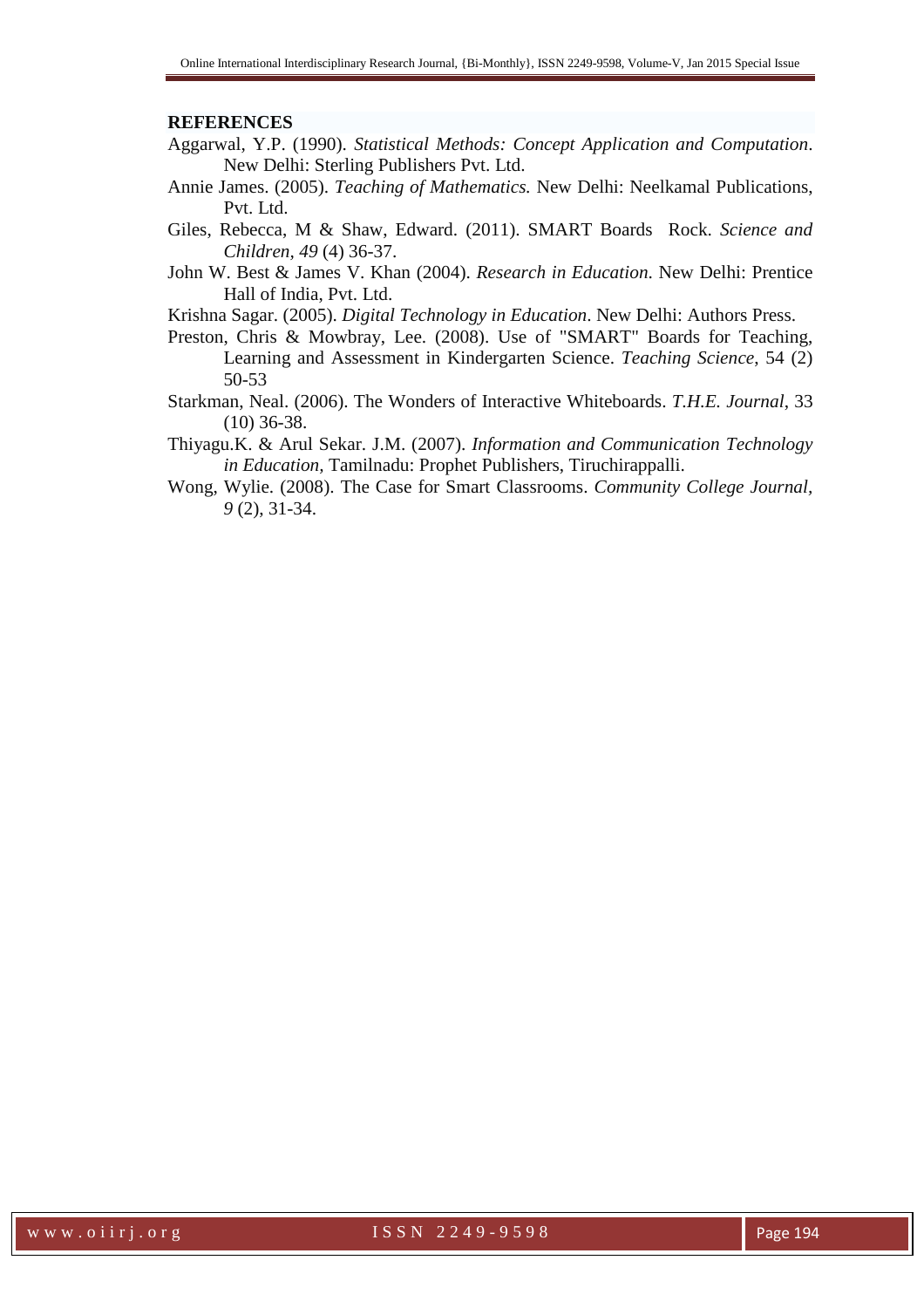## REFERENCES

Aggarwal, Y.P. (1990). *Statistical Methods: Concept Application and Computation*. New Delhi: Sterling Publishers Pvt. Ltd.

Annie James. (2005). *Teaching of Mathematics.* New Delhi: Neelkamal Publications, Pvt. Ltd.

Giles, Rebecca, M & Shaw, Edward. (2011). SMART Boards Rock. *Science and Children, 49* (4) 36-37.

John W. Best & James V. Khan (2004). *Research in Education*. New Delhi: Prentice Hall of India, Pvt. Ltd.

Krishna Sagar. (2005). *Digital Technology in Education*. New Delhi: Authors Press.

Preston, Chris & Mowbray, Lee. (2008). Use of "SMART" Boards for Teaching, Learning and Assessment in Kindergarten Science. *Teaching Science*, 54 (2) 50-53

Starkman, Neal. (2006). The Wonders of Interactive Whiteboards. *T.H.E. Journal*, 33 (10) 36-38.

Thiyagu.K. & Arul Sekar. J.M. (2007). *Information and Communication Technology in Education*, Tamilnadu: Prophet Publishers, Tiruchirappalli.

Wong, Wylie. (2008). The Case for Smart Classrooms. *Community College Journal*, *9* (2), 31-34.